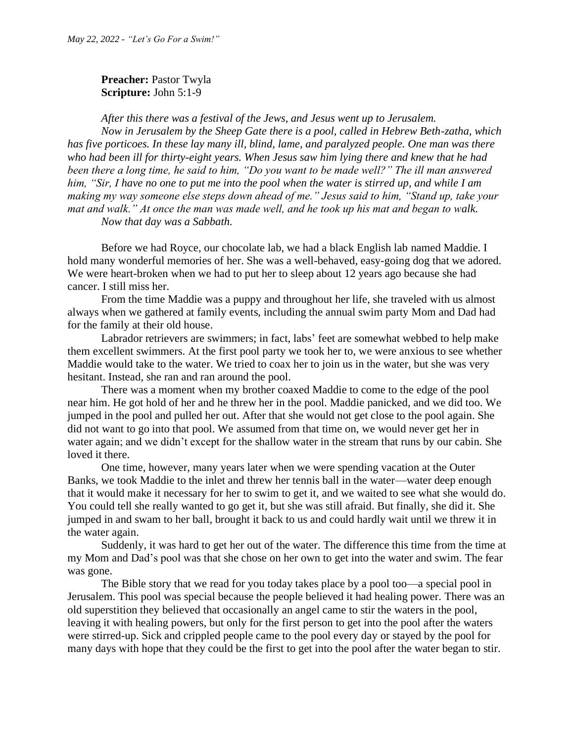*May 22, 2022 - "Let's Go For a Swim!"*

**Preacher:** Pastor Twyla
**Scripture:** John 5:1-9

*After this there was a festival of the Jews, and Jesus went up to Jerusalem.*

*Now in Jerusalem by the Sheep Gate there is a pool, called in Hebrew Beth-zatha, which has five porticoes. In these lay many ill, blind, lame, and paralyzed people. One man was there who had been ill for thirty-eight years. When Jesus saw him lying there and knew that he had been there a long time, he said to him, "Do you want to be made well?" The ill man answered him, "Sir, I have no one to put me into the pool when the water is stirred up, and while I am making my way someone else steps down ahead of me." Jesus said to him, "Stand up, take your mat and walk." At once the man was made well, and he took up his mat and began to walk.*

*Now that day was a Sabbath.*

Before we had Royce, our chocolate lab, we had a black English lab named Maddie. I hold many wonderful memories of her. She was a well-behaved, easy-going dog that we adored. We were heart-broken when we had to put her to sleep about 12 years ago because she had cancer. I still miss her.

From the time Maddie was a puppy and throughout her life, she traveled with us almost always when we gathered at family events, including the annual swim party Mom and Dad had for the family at their old house.

Labrador retrievers are swimmers; in fact, labs' feet are somewhat webbed to help make them excellent swimmers. At the first pool party we took her to, we were anxious to see whether Maddie would take to the water. We tried to coax her to join us in the water, but she was very hesitant. Instead, she ran and ran around the pool.

There was a moment when my brother coaxed Maddie to come to the edge of the pool near him. He got hold of her and he threw her in the pool. Maddie panicked, and we did too. We jumped in the pool and pulled her out. After that she would not get close to the pool again. She did not want to go into that pool. We assumed from that time on, we would never get her in water again; and we didn't except for the shallow water in the stream that runs by our cabin. She loved it there.

One time, however, many years later when we were spending vacation at the Outer Banks, we took Maddie to the inlet and threw her tennis ball in the water—water deep enough that it would make it necessary for her to swim to get it, and we waited to see what she would do. You could tell she really wanted to go get it, but she was still afraid. But finally, she did it. She jumped in and swam to her ball, brought it back to us and could hardly wait until we threw it in the water again.

Suddenly, it was hard to get her out of the water. The difference this time from the time at my Mom and Dad's pool was that she chose on her own to get into the water and swim. The fear was gone.

The Bible story that we read for you today takes place by a pool too—a special pool in Jerusalem. This pool was special because the people believed it had healing power. There was an old superstition they believed that occasionally an angel came to stir the waters in the pool, leaving it with healing powers, but only for the first person to get into the pool after the waters were stirred-up. Sick and crippled people came to the pool every day or stayed by the pool for many days with hope that they could be the first to get into the pool after the water began to stir.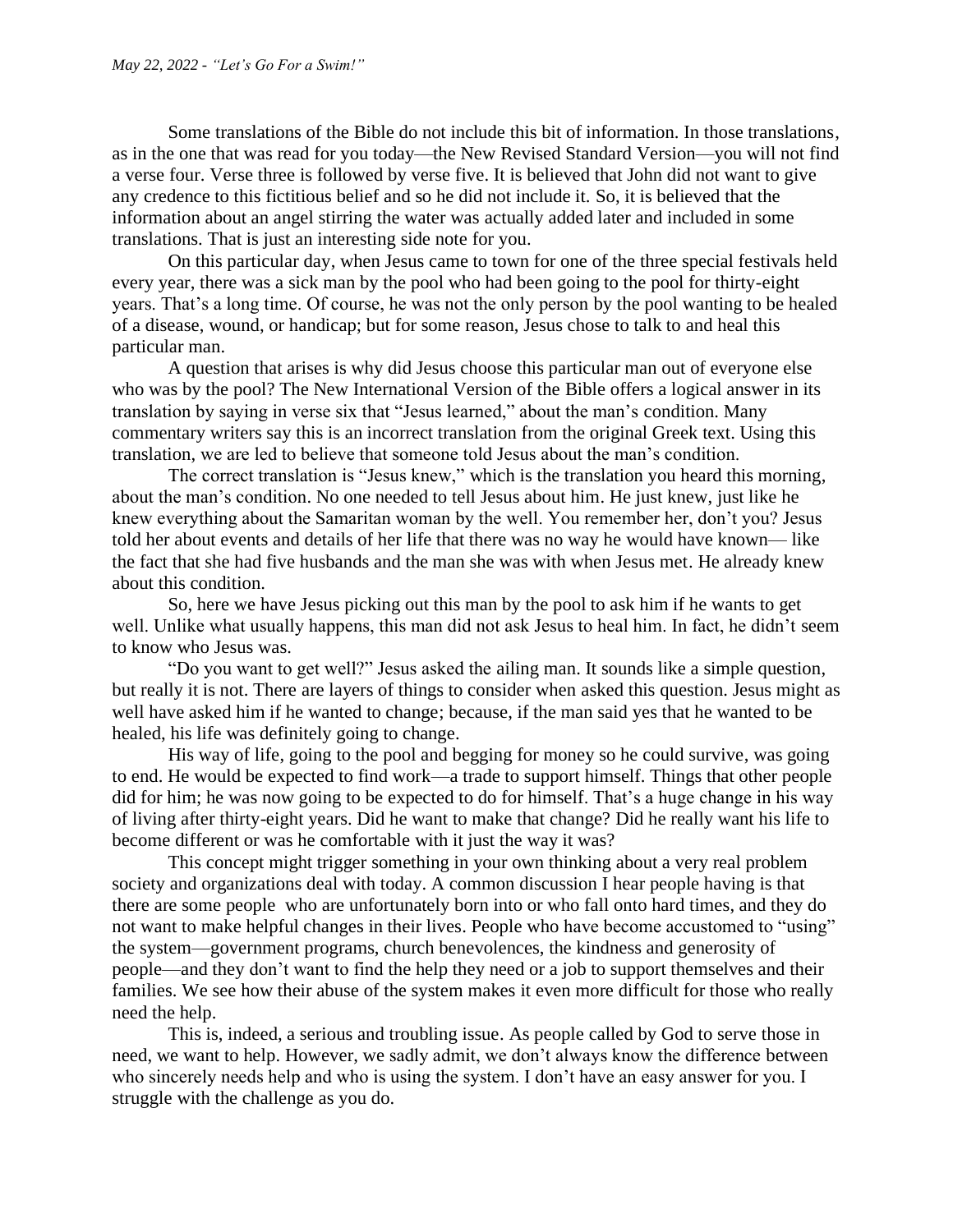Some translations of the Bible do not include this bit of information. In those translations, as in the one that was read for you today—the New Revised Standard Version—you will not find a verse four. Verse three is followed by verse five. It is believed that John did not want to give any credence to this fictitious belief and so he did not include it. So, it is believed that the information about an angel stirring the water was actually added later and included in some translations. That is just an interesting side note for you.

On this particular day, when Jesus came to town for one of the three special festivals held every year, there was a sick man by the pool who had been going to the pool for thirty-eight years. That's a long time. Of course, he was not the only person by the pool wanting to be healed of a disease, wound, or handicap; but for some reason, Jesus chose to talk to and heal this particular man.

A question that arises is why did Jesus choose this particular man out of everyone else who was by the pool? The New International Version of the Bible offers a logical answer in its translation by saying in verse six that "Jesus learned," about the man's condition. Many commentary writers say this is an incorrect translation from the original Greek text. Using this translation, we are led to believe that someone told Jesus about the man's condition.

The correct translation is "Jesus knew," which is the translation you heard this morning, about the man's condition. No one needed to tell Jesus about him. He just knew, just like he knew everything about the Samaritan woman by the well. You remember her, don't you? Jesus told her about events and details of her life that there was no way he would have known— like the fact that she had five husbands and the man she was with when Jesus met. He already knew about this condition.

So, here we have Jesus picking out this man by the pool to ask him if he wants to get well. Unlike what usually happens, this man did not ask Jesus to heal him. In fact, he didn't seem to know who Jesus was.

"Do you want to get well?" Jesus asked the ailing man. It sounds like a simple question, but really it is not. There are layers of things to consider when asked this question. Jesus might as well have asked him if he wanted to change; because, if the man said yes that he wanted to be healed, his life was definitely going to change.

His way of life, going to the pool and begging for money so he could survive, was going to end. He would be expected to find work—a trade to support himself. Things that other people did for him; he was now going to be expected to do for himself. That's a huge change in his way of living after thirty-eight years. Did he want to make that change? Did he really want his life to become different or was he comfortable with it just the way it was?

This concept might trigger something in your own thinking about a very real problem society and organizations deal with today. A common discussion I hear people having is that there are some people who are unfortunately born into or who fall onto hard times, and they do not want to make helpful changes in their lives. People who have become accustomed to "using" the system—government programs, church benevolences, the kindness and generosity of people—and they don't want to find the help they need or a job to support themselves and their families. We see how their abuse of the system makes it even more difficult for those who really need the help.

This is, indeed, a serious and troubling issue. As people called by God to serve those in need, we want to help. However, we sadly admit, we don't always know the difference between who sincerely needs help and who is using the system. I don't have an easy answer for you. I struggle with the challenge as you do.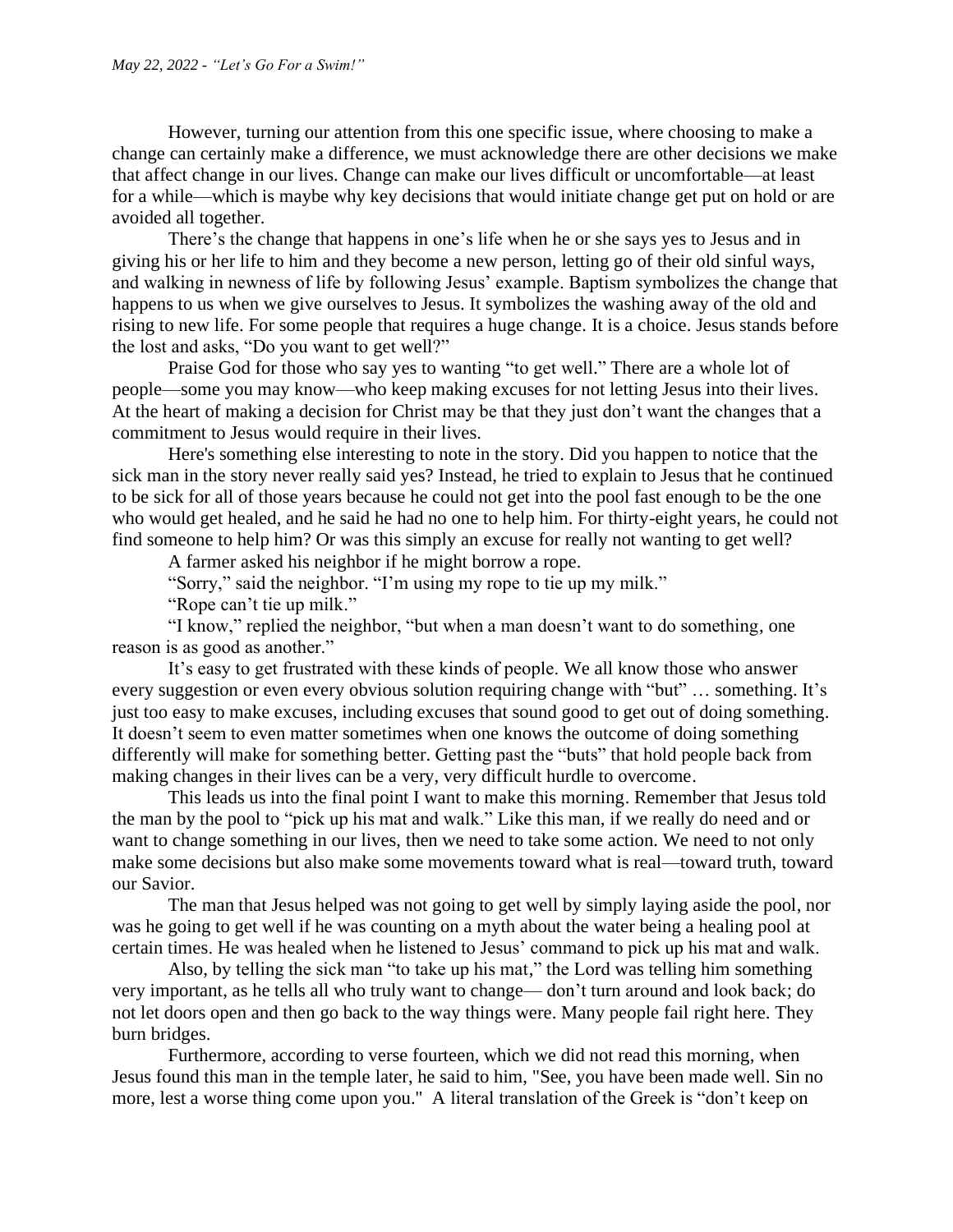However, turning our attention from this one specific issue, where choosing to make a change can certainly make a difference, we must acknowledge there are other decisions we make that affect change in our lives. Change can make our lives difficult or uncomfortable—at least for a while—which is maybe why key decisions that would initiate change get put on hold or are avoided all together.

There's the change that happens in one's life when he or she says yes to Jesus and in giving his or her life to him and they become a new person, letting go of their old sinful ways, and walking in newness of life by following Jesus' example. Baptism symbolizes the change that happens to us when we give ourselves to Jesus. It symbolizes the washing away of the old and rising to new life. For some people that requires a huge change. It is a choice. Jesus stands before the lost and asks, "Do you want to get well?"

Praise God for those who say yes to wanting "to get well." There are a whole lot of people—some you may know—who keep making excuses for not letting Jesus into their lives. At the heart of making a decision for Christ may be that they just don't want the changes that a commitment to Jesus would require in their lives.

Here's something else interesting to note in the story. Did you happen to notice that the sick man in the story never really said yes? Instead, he tried to explain to Jesus that he continued to be sick for all of those years because he could not get into the pool fast enough to be the one who would get healed, and he said he had no one to help him. For thirty-eight years, he could not find someone to help him? Or was this simply an excuse for really not wanting to get well?

A farmer asked his neighbor if he might borrow a rope.

"Sorry," said the neighbor. "I'm using my rope to tie up my milk."

"Rope can't tie up milk."

"I know," replied the neighbor, "but when a man doesn't want to do something, one reason is as good as another."

It's easy to get frustrated with these kinds of people. We all know those who answer every suggestion or even every obvious solution requiring change with "but" … something. It's just too easy to make excuses, including excuses that sound good to get out of doing something. It doesn't seem to even matter sometimes when one knows the outcome of doing something differently will make for something better. Getting past the "buts" that hold people back from making changes in their lives can be a very, very difficult hurdle to overcome.

This leads us into the final point I want to make this morning. Remember that Jesus told the man by the pool to "pick up his mat and walk." Like this man, if we really do need and or want to change something in our lives, then we need to take some action. We need to not only make some decisions but also make some movements toward what is real—toward truth, toward our Savior.

The man that Jesus helped was not going to get well by simply laying aside the pool, nor was he going to get well if he was counting on a myth about the water being a healing pool at certain times. He was healed when he listened to Jesus' command to pick up his mat and walk.

Also, by telling the sick man "to take up his mat," the Lord was telling him something very important, as he tells all who truly want to change— don't turn around and look back; do not let doors open and then go back to the way things were. Many people fail right here. They burn bridges.

Furthermore, according to verse fourteen, which we did not read this morning, when Jesus found this man in the temple later, he said to him, "See, you have been made well. Sin no more, lest a worse thing come upon you." A literal translation of the Greek is "don't keep on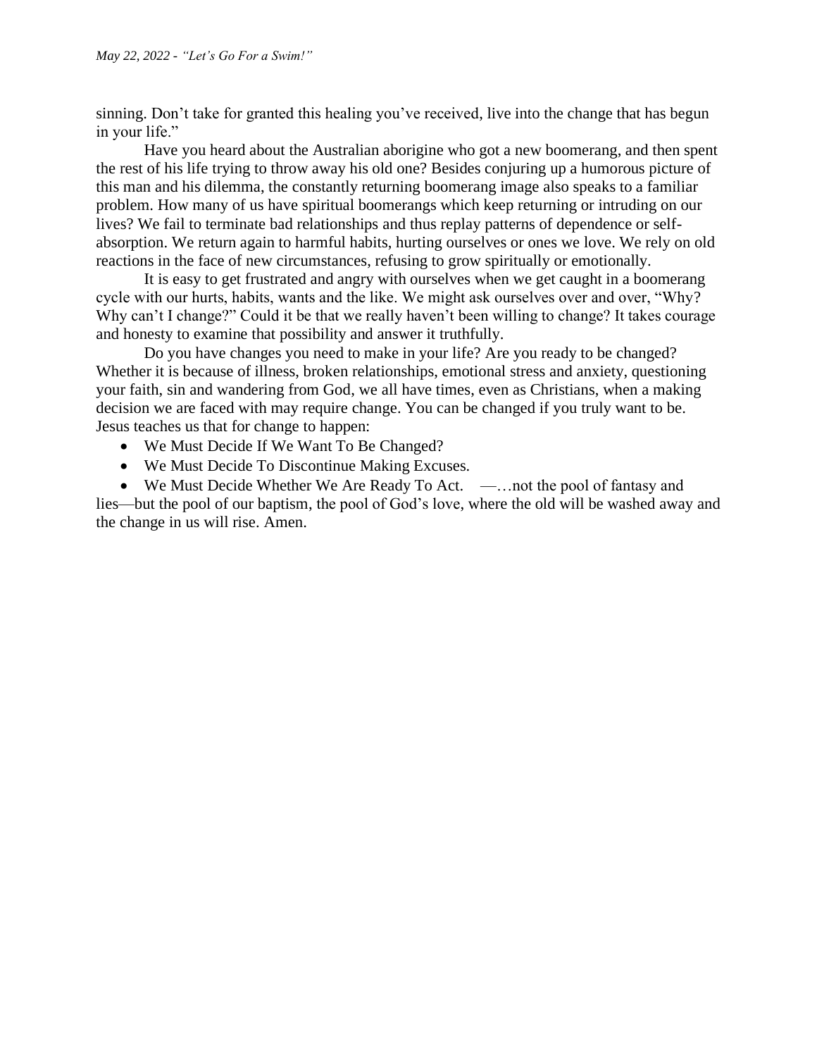sinning. Don't take for granted this healing you've received, live into the change that has begun in your life."

Have you heard about the Australian aborigine who got a new boomerang, and then spent the rest of his life trying to throw away his old one? Besides conjuring up a humorous picture of this man and his dilemma, the constantly returning boomerang image also speaks to a familiar problem. How many of us have spiritual boomerangs which keep returning or intruding on our lives? We fail to terminate bad relationships and thus replay patterns of dependence or self-absorption. We return again to harmful habits, hurting ourselves or ones we love. We rely on old reactions in the face of new circumstances, refusing to grow spiritually or emotionally.

It is easy to get frustrated and angry with ourselves when we get caught in a boomerang cycle with our hurts, habits, wants and the like. We might ask ourselves over and over, "Why? Why can't I change?" Could it be that we really haven't been willing to change? It takes courage and honesty to examine that possibility and answer it truthfully.

Do you have changes you need to make in your life? Are you ready to be changed? Whether it is because of illness, broken relationships, emotional stress and anxiety, questioning your faith, sin and wandering from God, we all have times, even as Christians, when a making decision we are faced with may require change. You can be changed if you truly want to be. Jesus teaches us that for change to happen:

- We Must Decide If We Want To Be Changed?
- We Must Decide To Discontinue Making Excuses.
- We Must Decide Whether We Are Ready To Act. —…not the pool of fantasy and lies—but the pool of our baptism, the pool of God's love, where the old will be washed away and the change in us will rise. Amen.